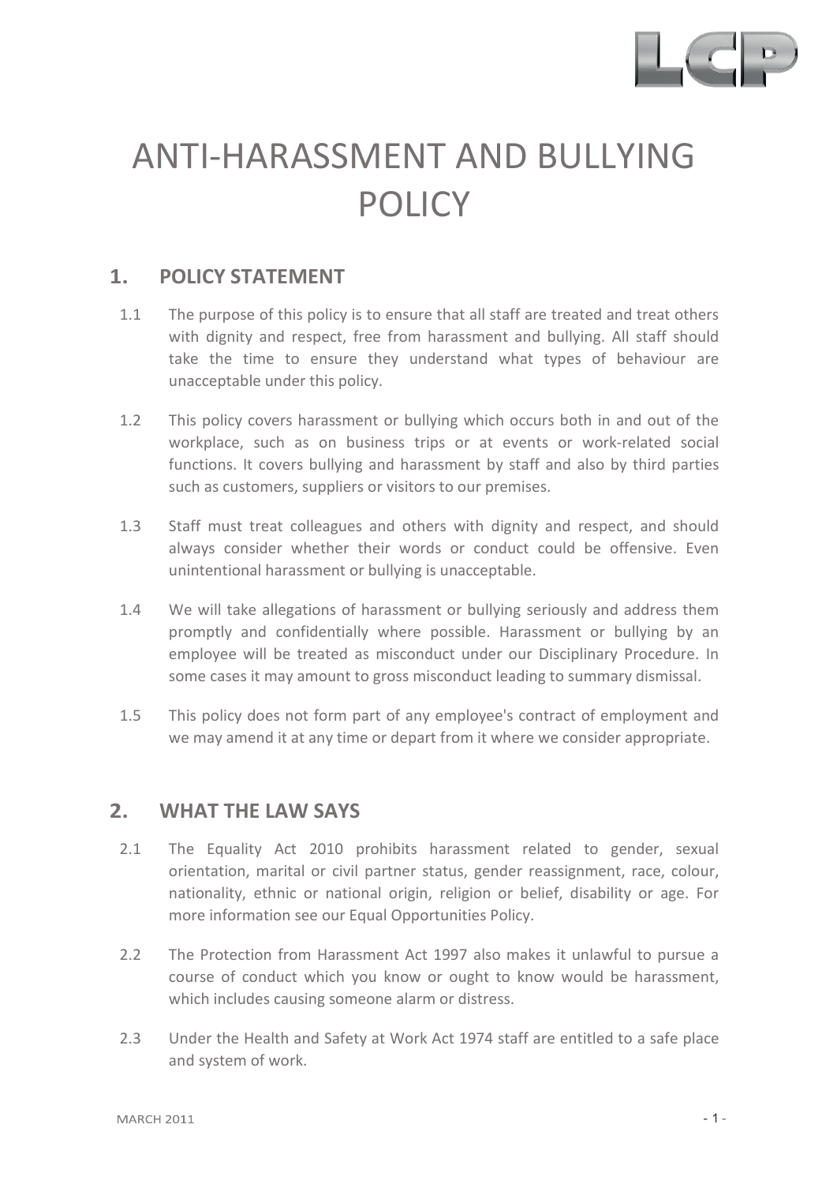# ANTI-HARASSMENT AND BULLYING POLICY

## 1. POLICY STATEMENT

1.1 The purpose of this policy is to ensure that all staff are treated and treat others with dignity and respect, free from harassment and bullying. All staff should take the time to ensure they understand what types of behaviour are unacceptable under this policy.

1.2 This policy covers harassment or bullying which occurs both in and out of the workplace, such as on business trips or at events or work-related social functions. It covers bullying and harassment by staff and also by third parties such as customers, suppliers or visitors to our premises.

1.3 Staff must treat colleagues and others with dignity and respect, and should always consider whether their words or conduct could be offensive. Even unintentional harassment or bullying is unacceptable.

1.4 We will take allegations of harassment or bullying seriously and address them promptly and confidentially where possible. Harassment or bullying by an employee will be treated as misconduct under our Disciplinary Procedure. In some cases it may amount to gross misconduct leading to summary dismissal.

1.5 This policy does not form part of any employee's contract of employment and we may amend it at any time or depart from it where we consider appropriate.

## 2. WHAT THE LAW SAYS

2.1 The Equality Act 2010 prohibits harassment related to gender, sexual orientation, marital or civil partner status, gender reassignment, race, colour, nationality, ethnic or national origin, religion or belief, disability or age. For more information see our Equal Opportunities Policy.

2.2 The Protection from Harassment Act 1997 also makes it unlawful to pursue a course of conduct which you know or ought to know would be harassment, which includes causing someone alarm or distress.

2.3 Under the Health and Safety at Work Act 1974 staff are entitled to a safe place and system of work.

MARCH 2011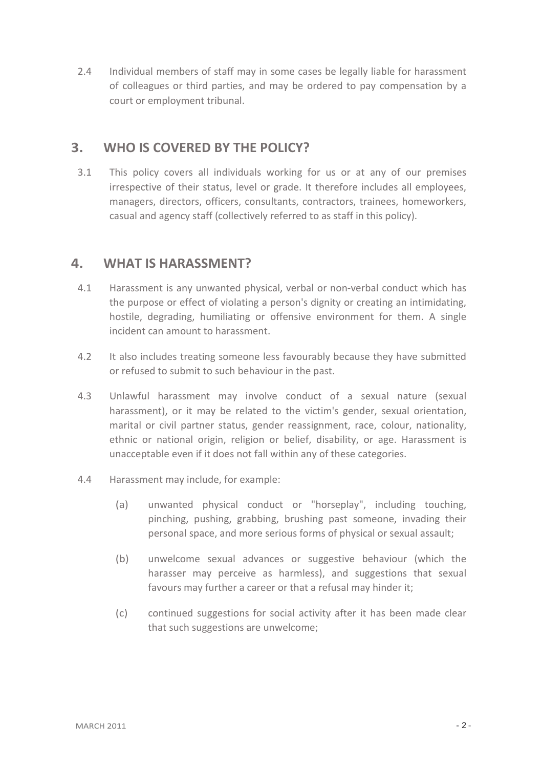2.4 Individual members of staff may in some cases be legally liable for harassment of colleagues or third parties, and may be ordered to pay compensation by a court or employment tribunal.

## 3. WHO IS COVERED BY THE POLICY?

3.1 This policy covers all individuals working for us or at any of our premises irrespective of their status, level or grade. It therefore includes all employees, managers, directors, officers, consultants, contractors, trainees, homeworkers, casual and agency staff (collectively referred to as staff in this policy).

## 4. WHAT IS HARASSMENT?

4.1 Harassment is any unwanted physical, verbal or non-verbal conduct which has the purpose or effect of violating a person's dignity or creating an intimidating, hostile, degrading, humiliating or offensive environment for them. A single incident can amount to harassment.

4.2 It also includes treating someone less favourably because they have submitted or refused to submit to such behaviour in the past.

4.3 Unlawful harassment may involve conduct of a sexual nature (sexual harassment), or it may be related to the victim's gender, sexual orientation, marital or civil partner status, gender reassignment, race, colour, nationality, ethnic or national origin, religion or belief, disability, or age. Harassment is unacceptable even if it does not fall within any of these categories.

4.4 Harassment may include, for example:

(a) unwanted physical conduct or "horseplay", including touching, pinching, pushing, grabbing, brushing past someone, invading their personal space, and more serious forms of physical or sexual assault;

(b) unwelcome sexual advances or suggestive behaviour (which the harasser may perceive as harmless), and suggestions that sexual favours may further a career or that a refusal may hinder it;

(c) continued suggestions for social activity after it has been made clear that such suggestions are unwelcome;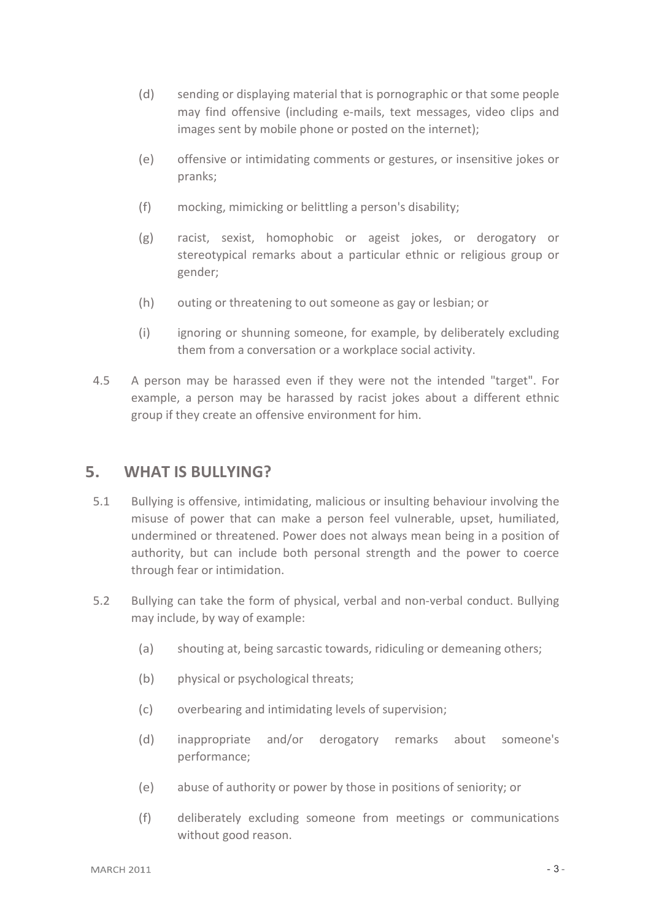(d) sending or displaying material that is pornographic or that some people may find offensive (including e-mails, text messages, video clips and images sent by mobile phone or posted on the internet);

(e) offensive or intimidating comments or gestures, or insensitive jokes or pranks;

(f) mocking, mimicking or belittling a person's disability;

(g) racist, sexist, homophobic or ageist jokes, or derogatory or stereotypical remarks about a particular ethnic or religious group or gender;

(h) outing or threatening to out someone as gay or lesbian; or

(i) ignoring or shunning someone, for example, by deliberately excluding them from a conversation or a workplace social activity.

4.5 A person may be harassed even if they were not the intended "target". For example, a person may be harassed by racist jokes about a different ethnic group if they create an offensive environment for him.

## 5. WHAT IS BULLYING?

5.1 Bullying is offensive, intimidating, malicious or insulting behaviour involving the misuse of power that can make a person feel vulnerable, upset, humiliated, undermined or threatened. Power does not always mean being in a position of authority, but can include both personal strength and the power to coerce through fear or intimidation.

5.2 Bullying can take the form of physical, verbal and non-verbal conduct. Bullying may include, by way of example:

(a) shouting at, being sarcastic towards, ridiculing or demeaning others;

(b) physical or psychological threats;

(c) overbearing and intimidating levels of supervision;

(d) inappropriate and/or derogatory remarks about someone's performance;

(e) abuse of authority or power by those in positions of seniority; or

(f) deliberately excluding someone from meetings or communications without good reason.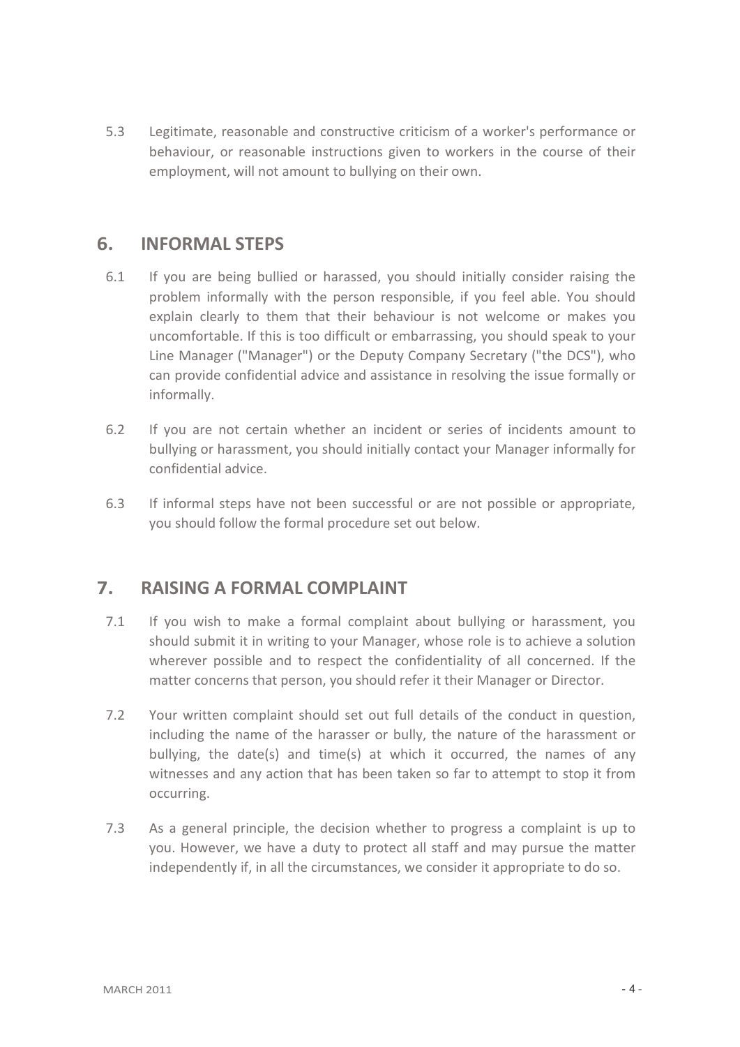5.3 Legitimate, reasonable and constructive criticism of a worker's performance or behaviour, or reasonable instructions given to workers in the course of their employment, will not amount to bullying on their own.

## 6. INFORMAL STEPS

6.1 If you are being bullied or harassed, you should initially consider raising the problem informally with the person responsible, if you feel able. You should explain clearly to them that their behaviour is not welcome or makes you uncomfortable. If this is too difficult or embarrassing, you should speak to your Line Manager ("Manager") or the Deputy Company Secretary ("the DCS"), who can provide confidential advice and assistance in resolving the issue formally or informally.

6.2 If you are not certain whether an incident or series of incidents amount to bullying or harassment, you should initially contact your Manager informally for confidential advice.

6.3 If informal steps have not been successful or are not possible or appropriate, you should follow the formal procedure set out below.

## 7. RAISING A FORMAL COMPLAINT

7.1 If you wish to make a formal complaint about bullying or harassment, you should submit it in writing to your Manager, whose role is to achieve a solution wherever possible and to respect the confidentiality of all concerned. If the matter concerns that person, you should refer it their Manager or Director.

7.2 Your written complaint should set out full details of the conduct in question, including the name of the harasser or bully, the nature of the harassment or bullying, the date(s) and time(s) at which it occurred, the names of any witnesses and any action that has been taken so far to attempt to stop it from occurring.

7.3 As a general principle, the decision whether to progress a complaint is up to you. However, we have a duty to protect all staff and may pursue the matter independently if, in all the circumstances, we consider it appropriate to do so.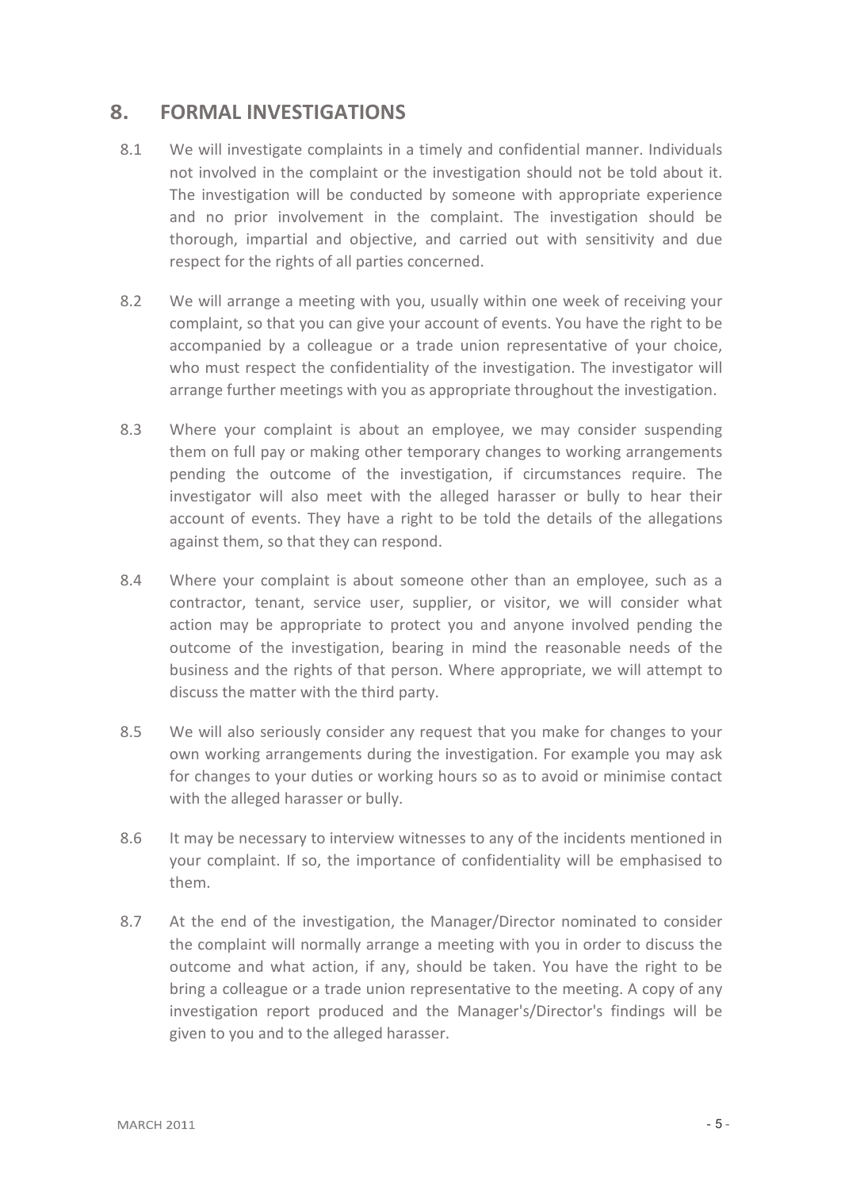## 8. FORMAL INVESTIGATIONS

8.1 We will investigate complaints in a timely and confidential manner. Individuals not involved in the complaint or the investigation should not be told about it. The investigation will be conducted by someone with appropriate experience and no prior involvement in the complaint. The investigation should be thorough, impartial and objective, and carried out with sensitivity and due respect for the rights of all parties concerned.

8.2 We will arrange a meeting with you, usually within one week of receiving your complaint, so that you can give your account of events. You have the right to be accompanied by a colleague or a trade union representative of your choice, who must respect the confidentiality of the investigation. The investigator will arrange further meetings with you as appropriate throughout the investigation.

8.3 Where your complaint is about an employee, we may consider suspending them on full pay or making other temporary changes to working arrangements pending the outcome of the investigation, if circumstances require. The investigator will also meet with the alleged harasser or bully to hear their account of events. They have a right to be told the details of the allegations against them, so that they can respond.

8.4 Where your complaint is about someone other than an employee, such as a contractor, tenant, service user, supplier, or visitor, we will consider what action may be appropriate to protect you and anyone involved pending the outcome of the investigation, bearing in mind the reasonable needs of the business and the rights of that person. Where appropriate, we will attempt to discuss the matter with the third party.

8.5 We will also seriously consider any request that you make for changes to your own working arrangements during the investigation. For example you may ask for changes to your duties or working hours so as to avoid or minimise contact with the alleged harasser or bully.

8.6 It may be necessary to interview witnesses to any of the incidents mentioned in your complaint. If so, the importance of confidentiality will be emphasised to them.

8.7 At the end of the investigation, the Manager/Director nominated to consider the complaint will normally arrange a meeting with you in order to discuss the outcome and what action, if any, should be taken. You have the right to be bring a colleague or a trade union representative to the meeting. A copy of any investigation report produced and the Manager's/Director's findings will be given to you and to the alleged harasser.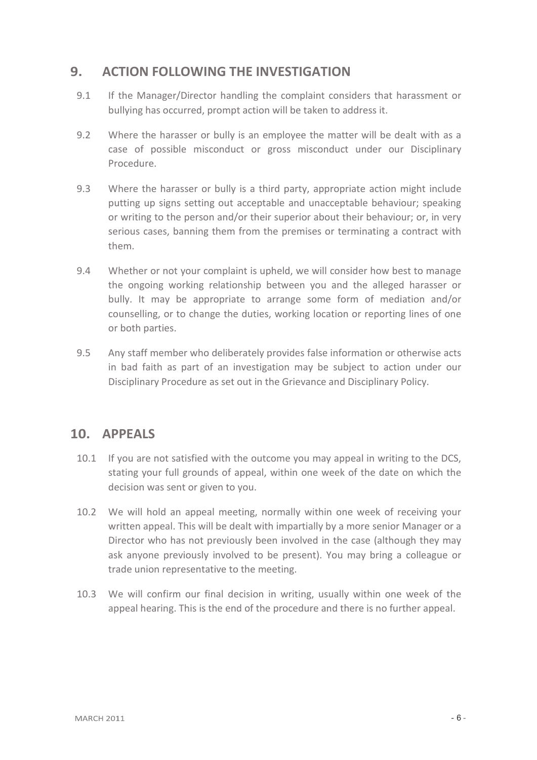## 9. ACTION FOLLOWING THE INVESTIGATION

9.1 If the Manager/Director handling the complaint considers that harassment or bullying has occurred, prompt action will be taken to address it.

9.2 Where the harasser or bully is an employee the matter will be dealt with as a case of possible misconduct or gross misconduct under our Disciplinary Procedure.

9.3 Where the harasser or bully is a third party, appropriate action might include putting up signs setting out acceptable and unacceptable behaviour; speaking or writing to the person and/or their superior about their behaviour; or, in very serious cases, banning them from the premises or terminating a contract with them.

9.4 Whether or not your complaint is upheld, we will consider how best to manage the ongoing working relationship between you and the alleged harasser or bully. It may be appropriate to arrange some form of mediation and/or counselling, or to change the duties, working location or reporting lines of one or both parties.

9.5 Any staff member who deliberately provides false information or otherwise acts in bad faith as part of an investigation may be subject to action under our Disciplinary Procedure as set out in the Grievance and Disciplinary Policy.

## 10. APPEALS

10.1 If you are not satisfied with the outcome you may appeal in writing to the DCS, stating your full grounds of appeal, within one week of the date on which the decision was sent or given to you.

10.2 We will hold an appeal meeting, normally within one week of receiving your written appeal. This will be dealt with impartially by a more senior Manager or a Director who has not previously been involved in the case (although they may ask anyone previously involved to be present). You may bring a colleague or trade union representative to the meeting.

10.3 We will confirm our final decision in writing, usually within one week of the appeal hearing. This is the end of the procedure and there is no further appeal.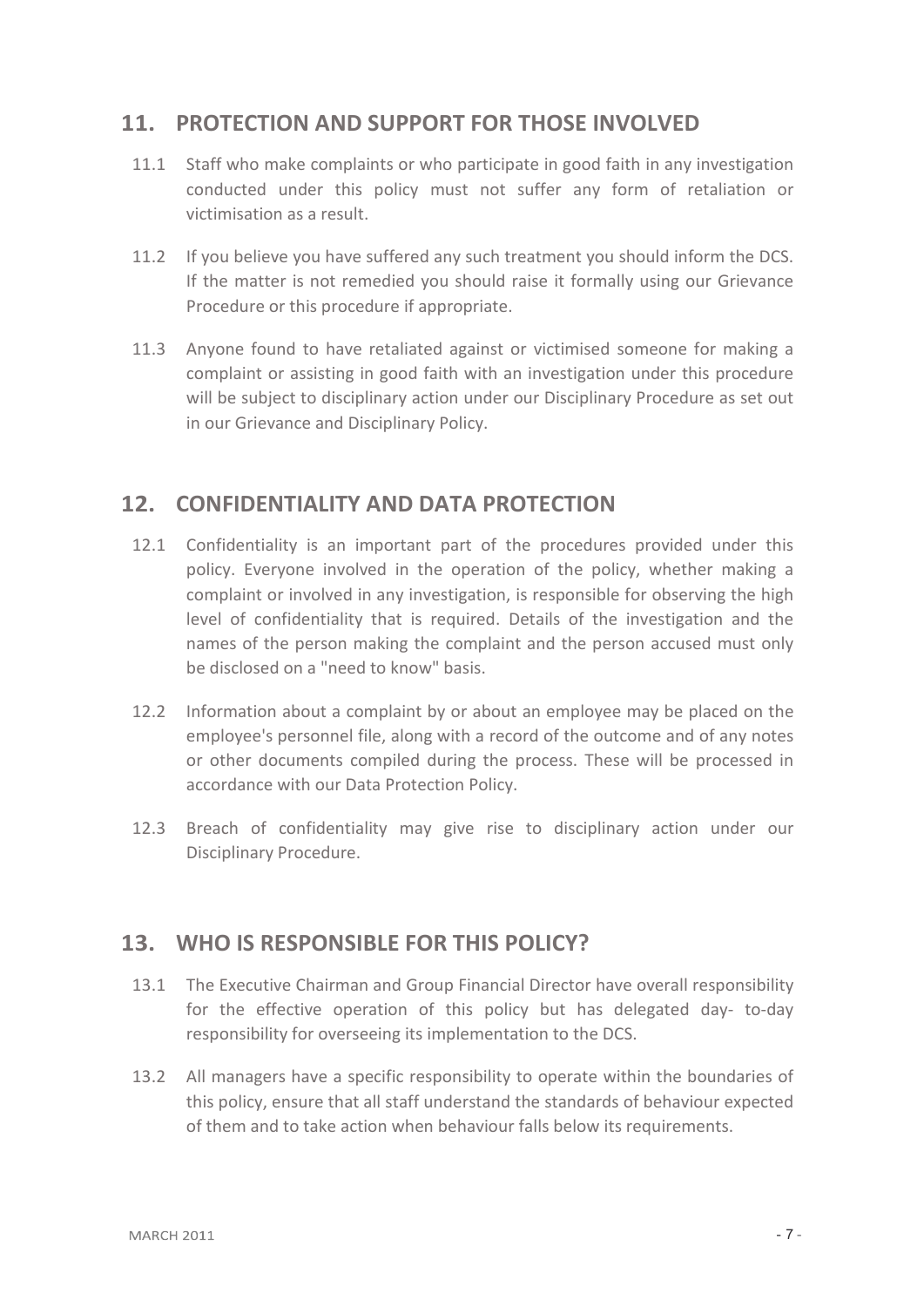## 11. PROTECTION AND SUPPORT FOR THOSE INVOLVED

11.1 Staff who make complaints or who participate in good faith in any investigation conducted under this policy must not suffer any form of retaliation or victimisation as a result.

11.2 If you believe you have suffered any such treatment you should inform the DCS. If the matter is not remedied you should raise it formally using our Grievance Procedure or this procedure if appropriate.

11.3 Anyone found to have retaliated against or victimised someone for making a complaint or assisting in good faith with an investigation under this procedure will be subject to disciplinary action under our Disciplinary Procedure as set out in our Grievance and Disciplinary Policy.

## 12. CONFIDENTIALITY AND DATA PROTECTION

12.1 Confidentiality is an important part of the procedures provided under this policy. Everyone involved in the operation of the policy, whether making a complaint or involved in any investigation, is responsible for observing the high level of confidentiality that is required. Details of the investigation and the names of the person making the complaint and the person accused must only be disclosed on a "need to know" basis.

12.2 Information about a complaint by or about an employee may be placed on the employee's personnel file, along with a record of the outcome and of any notes or other documents compiled during the process. These will be processed in accordance with our Data Protection Policy.

12.3 Breach of confidentiality may give rise to disciplinary action under our Disciplinary Procedure.

## 13. WHO IS RESPONSIBLE FOR THIS POLICY?

13.1 The Executive Chairman and Group Financial Director have overall responsibility for the effective operation of this policy but has delegated day- to-day responsibility for overseeing its implementation to the DCS.

13.2 All managers have a specific responsibility to operate within the boundaries of this policy, ensure that all staff understand the standards of behaviour expected of them and to take action when behaviour falls below its requirements.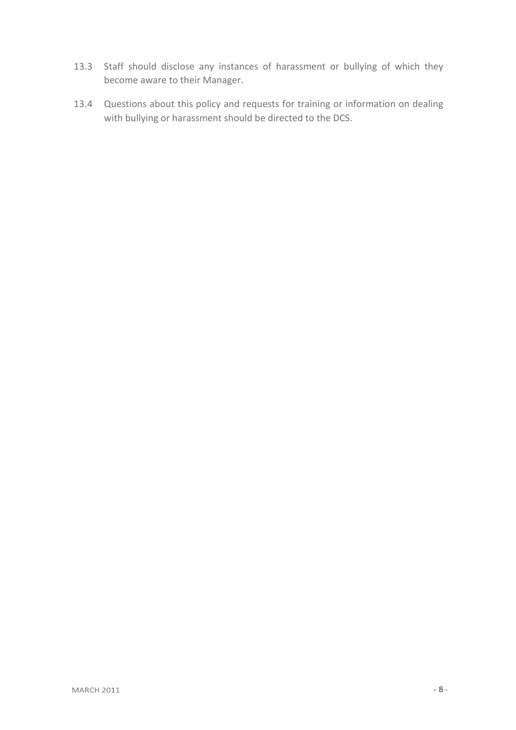13.3 Staff should disclose any instances of harassment or bullying of which they become aware to their Manager.

13.4 Questions about this policy and requests for training or information on dealing with bullying or harassment should be directed to the DCS.